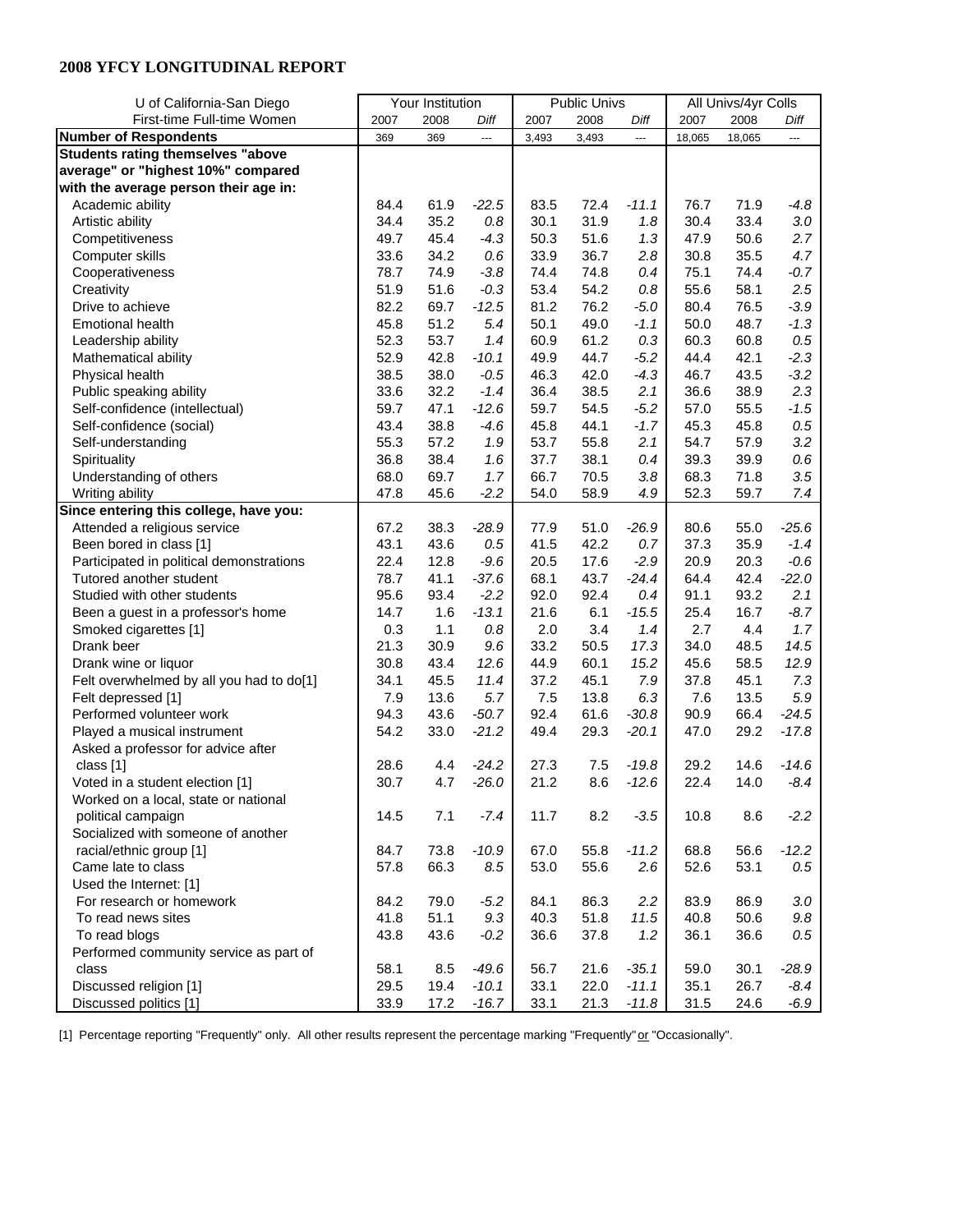## 2008 YFCY LONGITUDINAL REPORT

| U of California-San Diego | Your Institution | | | Public Univs | | | All Univs/4yr Colls | | |
|---|---|---|---|---|---|---|---|---|---|
| First-time Full-time Women | 2007 | 2008 | Diff | 2007 | 2008 | Diff | 2007 | 2008 | Diff |
| **Number of Respondents** | 369 | 369 | --- | 3,493 | 3,493 | --- | 18,065 | 18,065 | --- |
| **Students rating themselves "above average" or "highest 10%" compared with the average person their age in:** | | | | | | | | | |
| Academic ability | 84.4 | 61.9 | *-22.5* | 83.5 | 72.4 | *-11.1* | 76.7 | 71.9 | *-4.8* |
| Artistic ability | 34.4 | 35.2 | *0.8* | 30.1 | 31.9 | *1.8* | 30.4 | 33.4 | *3.0* |
| Competitiveness | 49.7 | 45.4 | *-4.3* | 50.3 | 51.6 | *1.3* | 47.9 | 50.6 | *2.7* |
| Computer skills | 33.6 | 34.2 | *0.6* | 33.9 | 36.7 | *2.8* | 30.8 | 35.5 | *4.7* |
| Cooperativeness | 78.7 | 74.9 | *-3.8* | 74.4 | 74.8 | *0.4* | 75.1 | 74.4 | *-0.7* |
| Creativity | 51.9 | 51.6 | *-0.3* | 53.4 | 54.2 | *0.8* | 55.6 | 58.1 | *2.5* |
| Drive to achieve | 82.2 | 69.7 | *-12.5* | 81.2 | 76.2 | *-5.0* | 80.4 | 76.5 | *-3.9* |
| Emotional health | 45.8 | 51.2 | *5.4* | 50.1 | 49.0 | *-1.1* | 50.0 | 48.7 | *-1.3* |
| Leadership ability | 52.3 | 53.7 | *1.4* | 60.9 | 61.2 | *0.3* | 60.3 | 60.8 | *0.5* |
| Mathematical ability | 52.9 | 42.8 | *-10.1* | 49.9 | 44.7 | *-5.2* | 44.4 | 42.1 | *-2.3* |
| Physical health | 38.5 | 38.0 | *-0.5* | 46.3 | 42.0 | *-4.3* | 46.7 | 43.5 | *-3.2* |
| Public speaking ability | 33.6 | 32.2 | *-1.4* | 36.4 | 38.5 | *2.1* | 36.6 | 38.9 | *2.3* |
| Self-confidence (intellectual) | 59.7 | 47.1 | *-12.6* | 59.7 | 54.5 | *-5.2* | 57.0 | 55.5 | *-1.5* |
| Self-confidence (social) | 43.4 | 38.8 | *-4.6* | 45.8 | 44.1 | *-1.7* | 45.3 | 45.8 | *0.5* |
| Self-understanding | 55.3 | 57.2 | *1.9* | 53.7 | 55.8 | *2.1* | 54.7 | 57.9 | *3.2* |
| Spirituality | 36.8 | 38.4 | *1.6* | 37.7 | 38.1 | *0.4* | 39.3 | 39.9 | *0.6* |
| Understanding of others | 68.0 | 69.7 | *1.7* | 66.7 | 70.5 | *3.8* | 68.3 | 71.8 | *3.5* |
| Writing ability | 47.8 | 45.6 | *-2.2* | 54.0 | 58.9 | *4.9* | 52.3 | 59.7 | *7.4* |
| **Since entering this college, have you:** | | | | | | | | | |
| Attended a religious service | 67.2 | 38.3 | *-28.9* | 77.9 | 51.0 | *-26.9* | 80.6 | 55.0 | *-25.6* |
| Been bored in class [1] | 43.1 | 43.6 | *0.5* | 41.5 | 42.2 | *0.7* | 37.3 | 35.9 | *-1.4* |
| Participated in political demonstrations | 22.4 | 12.8 | *-9.6* | 20.5 | 17.6 | *-2.9* | 20.9 | 20.3 | *-0.6* |
| Tutored another student | 78.7 | 41.1 | *-37.6* | 68.1 | 43.7 | *-24.4* | 64.4 | 42.4 | *-22.0* |
| Studied with other students | 95.6 | 93.4 | *-2.2* | 92.0 | 92.4 | *0.4* | 91.1 | 93.2 | *2.1* |
| Been a guest in a professor's home | 14.7 | 1.6 | *-13.1* | 21.6 | 6.1 | *-15.5* | 25.4 | 16.7 | *-8.7* |
| Smoked cigarettes [1] | 0.3 | 1.1 | *0.8* | 2.0 | 3.4 | *1.4* | 2.7 | 4.4 | *1.7* |
| Drank beer | 21.3 | 30.9 | *9.6* | 33.2 | 50.5 | *17.3* | 34.0 | 48.5 | *14.5* |
| Drank wine or liquor | 30.8 | 43.4 | *12.6* | 44.9 | 60.1 | *15.2* | 45.6 | 58.5 | *12.9* |
| Felt overwhelmed by all you had to do[1] | 34.1 | 45.5 | *11.4* | 37.2 | 45.1 | *7.9* | 37.8 | 45.1 | *7.3* |
| Felt depressed [1] | 7.9 | 13.6 | *5.7* | 7.5 | 13.8 | *6.3* | 7.6 | 13.5 | *5.9* |
| Performed volunteer work | 94.3 | 43.6 | *-50.7* | 92.4 | 61.6 | *-30.8* | 90.9 | 66.4 | *-24.5* |
| Played a musical instrument | 54.2 | 33.0 | *-21.2* | 49.4 | 29.3 | *-20.1* | 47.0 | 29.2 | *-17.8* |
| Asked a professor for advice after class [1] | 28.6 | 4.4 | *-24.2* | 27.3 | 7.5 | *-19.8* | 29.2 | 14.6 | *-14.6* |
| Voted in a student election [1] | 30.7 | 4.7 | *-26.0* | 21.2 | 8.6 | *-12.6* | 22.4 | 14.0 | *-8.4* |
| Worked on a local, state or national political campaign | 14.5 | 7.1 | *-7.4* | 11.7 | 8.2 | *-3.5* | 10.8 | 8.6 | *-2.2* |
| Socialized with someone of another racial/ethnic group [1] | 84.7 | 73.8 | *-10.9* | 67.0 | 55.8 | *-11.2* | 68.8 | 56.6 | *-12.2* |
| Came late to class | 57.8 | 66.3 | *8.5* | 53.0 | 55.6 | *2.6* | 52.6 | 53.1 | *0.5* |
| Used the Internet: [1] | | | | | | | | | |
| For research or homework | 84.2 | 79.0 | *-5.2* | 84.1 | 86.3 | *2.2* | 83.9 | 86.9 | *3.0* |
| To read news sites | 41.8 | 51.1 | *9.3* | 40.3 | 51.8 | *11.5* | 40.8 | 50.6 | *9.8* |
| To read blogs | 43.8 | 43.6 | *-0.2* | 36.6 | 37.8 | *1.2* | 36.1 | 36.6 | *0.5* |
| Performed community service as part of class | 58.1 | 8.5 | *-49.6* | 56.7 | 21.6 | *-35.1* | 59.0 | 30.1 | *-28.9* |
| Discussed religion [1] | 29.5 | 19.4 | *-10.1* | 33.1 | 22.0 | *-11.1* | 35.1 | 26.7 | *-8.4* |
| Discussed politics [1] | 33.9 | 17.2 | *-16.7* | 33.1 | 21.3 | *-11.8* | 31.5 | 24.6 | *-6.9* |

[1] Percentage reporting "Frequently" only. All other results represent the percentage marking "Frequently" or "Occasionally".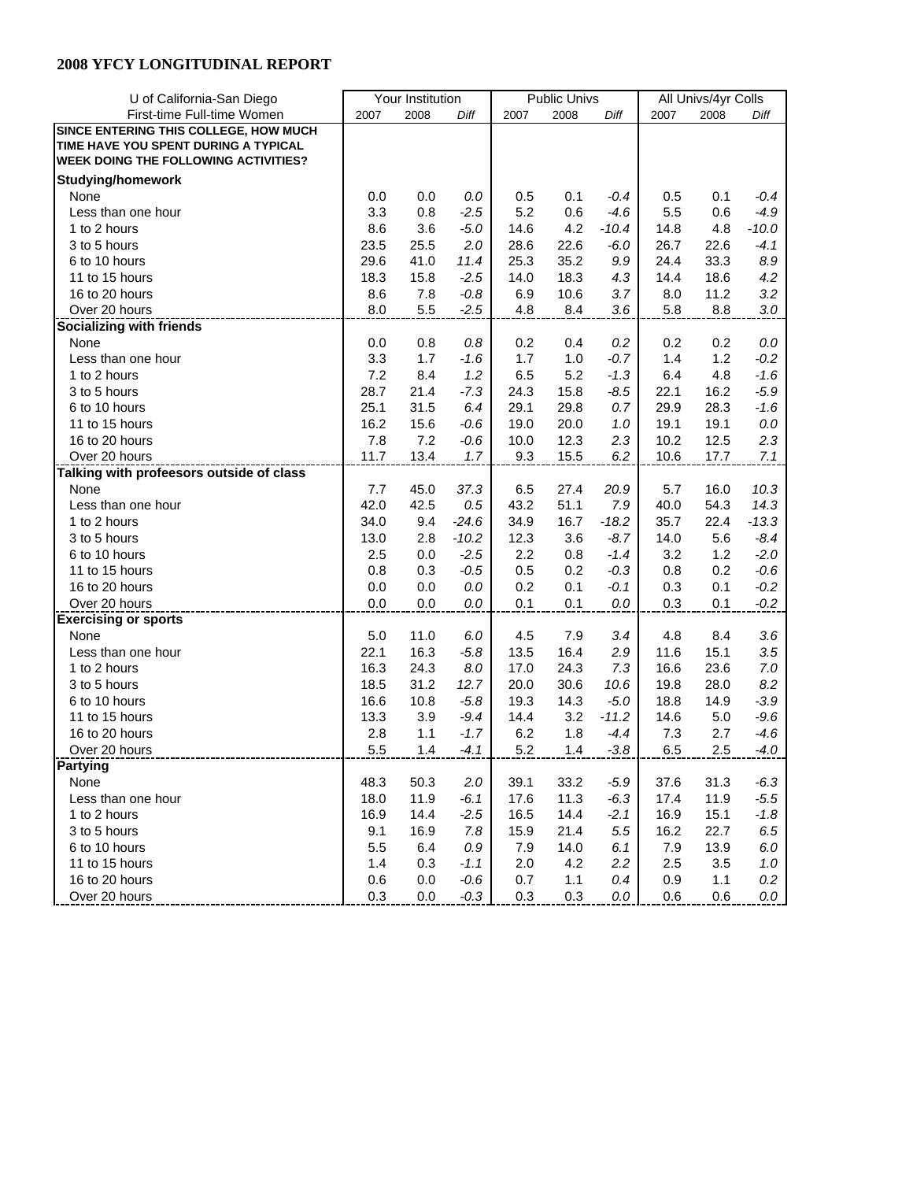## 2008 YFCY LONGITUDINAL REPORT

| U of California-San Diego | Your Institution | | | Public Univs | | | All Univs/4yr Colls | | |
|---|---|---|---|---|---|---|---|---|---|
| First-time Full-time Women | 2007 | 2008 | *Diff* | 2007 | 2008 | *Diff* | 2007 | 2008 | *Diff* |
| **SINCE ENTERING THIS COLLEGE, HOW MUCH TIME HAVE YOU SPENT DURING A TYPICAL WEEK DOING THE FOLLOWING ACTIVITIES?** | | | | | | | | | |
| **Studying/homework** | | | | | | | | | |
| None | 0.0 | 0.0 | *0.0* | 0.5 | 0.1 | *-0.4* | 0.5 | 0.1 | *-0.4* |
| Less than one hour | 3.3 | 0.8 | *-2.5* | 5.2 | 0.6 | *-4.6* | 5.5 | 0.6 | *-4.9* |
| 1 to 2 hours | 8.6 | 3.6 | *-5.0* | 14.6 | 4.2 | *-10.4* | 14.8 | 4.8 | *-10.0* |
| 3 to 5 hours | 23.5 | 25.5 | *2.0* | 28.6 | 22.6 | *-6.0* | 26.7 | 22.6 | *-4.1* |
| 6 to 10 hours | 29.6 | 41.0 | *11.4* | 25.3 | 35.2 | *9.9* | 24.4 | 33.3 | *8.9* |
| 11 to 15 hours | 18.3 | 15.8 | *-2.5* | 14.0 | 18.3 | *4.3* | 14.4 | 18.6 | *4.2* |
| 16 to 20 hours | 8.6 | 7.8 | *-0.8* | 6.9 | 10.6 | *3.7* | 8.0 | 11.2 | *3.2* |
| Over 20 hours | 8.0 | 5.5 | *-2.5* | 4.8 | 8.4 | *3.6* | 5.8 | 8.8 | *3.0* |
| **Socializing with friends** | | | | | | | | | |
| None | 0.0 | 0.8 | *0.8* | 0.2 | 0.4 | *0.2* | 0.2 | 0.2 | *0.0* |
| Less than one hour | 3.3 | 1.7 | *-1.6* | 1.7 | 1.0 | *-0.7* | 1.4 | 1.2 | *-0.2* |
| 1 to 2 hours | 7.2 | 8.4 | *1.2* | 6.5 | 5.2 | *-1.3* | 6.4 | 4.8 | *-1.6* |
| 3 to 5 hours | 28.7 | 21.4 | *-7.3* | 24.3 | 15.8 | *-8.5* | 22.1 | 16.2 | *-5.9* |
| 6 to 10 hours | 25.1 | 31.5 | *6.4* | 29.1 | 29.8 | *0.7* | 29.9 | 28.3 | *-1.6* |
| 11 to 15 hours | 16.2 | 15.6 | *-0.6* | 19.0 | 20.0 | *1.0* | 19.1 | 19.1 | *0.0* |
| 16 to 20 hours | 7.8 | 7.2 | *-0.6* | 10.0 | 12.3 | *2.3* | 10.2 | 12.5 | *2.3* |
| Over 20 hours | 11.7 | 13.4 | *1.7* | 9.3 | 15.5 | *6.2* | 10.6 | 17.7 | *7.1* |
| **Talking with profeesors outside of class** | | | | | | | | | |
| None | 7.7 | 45.0 | *37.3* | 6.5 | 27.4 | *20.9* | 5.7 | 16.0 | *10.3* |
| Less than one hour | 42.0 | 42.5 | *0.5* | 43.2 | 51.1 | *7.9* | 40.0 | 54.3 | *14.3* |
| 1 to 2 hours | 34.0 | 9.4 | *-24.6* | 34.9 | 16.7 | *-18.2* | 35.7 | 22.4 | *-13.3* |
| 3 to 5 hours | 13.0 | 2.8 | *-10.2* | 12.3 | 3.6 | *-8.7* | 14.0 | 5.6 | *-8.4* |
| 6 to 10 hours | 2.5 | 0.0 | *-2.5* | 2.2 | 0.8 | *-1.4* | 3.2 | 1.2 | *-2.0* |
| 11 to 15 hours | 0.8 | 0.3 | *-0.5* | 0.5 | 0.2 | *-0.3* | 0.8 | 0.2 | *-0.6* |
| 16 to 20 hours | 0.0 | 0.0 | *0.0* | 0.2 | 0.1 | *-0.1* | 0.3 | 0.1 | *-0.2* |
| Over 20 hours | 0.0 | 0.0 | *0.0* | 0.1 | 0.1 | *0.0* | 0.3 | 0.1 | *-0.2* |
| **Exercising or sports** | | | | | | | | | |
| None | 5.0 | 11.0 | *6.0* | 4.5 | 7.9 | *3.4* | 4.8 | 8.4 | *3.6* |
| Less than one hour | 22.1 | 16.3 | *-5.8* | 13.5 | 16.4 | *2.9* | 11.6 | 15.1 | *3.5* |
| 1 to 2 hours | 16.3 | 24.3 | *8.0* | 17.0 | 24.3 | *7.3* | 16.6 | 23.6 | *7.0* |
| 3 to 5 hours | 18.5 | 31.2 | *12.7* | 20.0 | 30.6 | *10.6* | 19.8 | 28.0 | *8.2* |
| 6 to 10 hours | 16.6 | 10.8 | *-5.8* | 19.3 | 14.3 | *-5.0* | 18.8 | 14.9 | *-3.9* |
| 11 to 15 hours | 13.3 | 3.9 | *-9.4* | 14.4 | 3.2 | *-11.2* | 14.6 | 5.0 | *-9.6* |
| 16 to 20 hours | 2.8 | 1.1 | *-1.7* | 6.2 | 1.8 | *-4.4* | 7.3 | 2.7 | *-4.6* |
| Over 20 hours | 5.5 | 1.4 | *-4.1* | 5.2 | 1.4 | *-3.8* | 6.5 | 2.5 | *-4.0* |
| **Partying** | | | | | | | | | |
| None | 48.3 | 50.3 | *2.0* | 39.1 | 33.2 | *-5.9* | 37.6 | 31.3 | *-6.3* |
| Less than one hour | 18.0 | 11.9 | *-6.1* | 17.6 | 11.3 | *-6.3* | 17.4 | 11.9 | *-5.5* |
| 1 to 2 hours | 16.9 | 14.4 | *-2.5* | 16.5 | 14.4 | *-2.1* | 16.9 | 15.1 | *-1.8* |
| 3 to 5 hours | 9.1 | 16.9 | *7.8* | 15.9 | 21.4 | *5.5* | 16.2 | 22.7 | *6.5* |
| 6 to 10 hours | 5.5 | 6.4 | *0.9* | 7.9 | 14.0 | *6.1* | 7.9 | 13.9 | *6.0* |
| 11 to 15 hours | 1.4 | 0.3 | *-1.1* | 2.0 | 4.2 | *2.2* | 2.5 | 3.5 | *1.0* |
| 16 to 20 hours | 0.6 | 0.0 | *-0.6* | 0.7 | 1.1 | *0.4* | 0.9 | 1.1 | *0.2* |
| Over 20 hours | 0.3 | 0.0 | *-0.3* | 0.3 | 0.3 | *0.0* | 0.6 | 0.6 | *0.0* |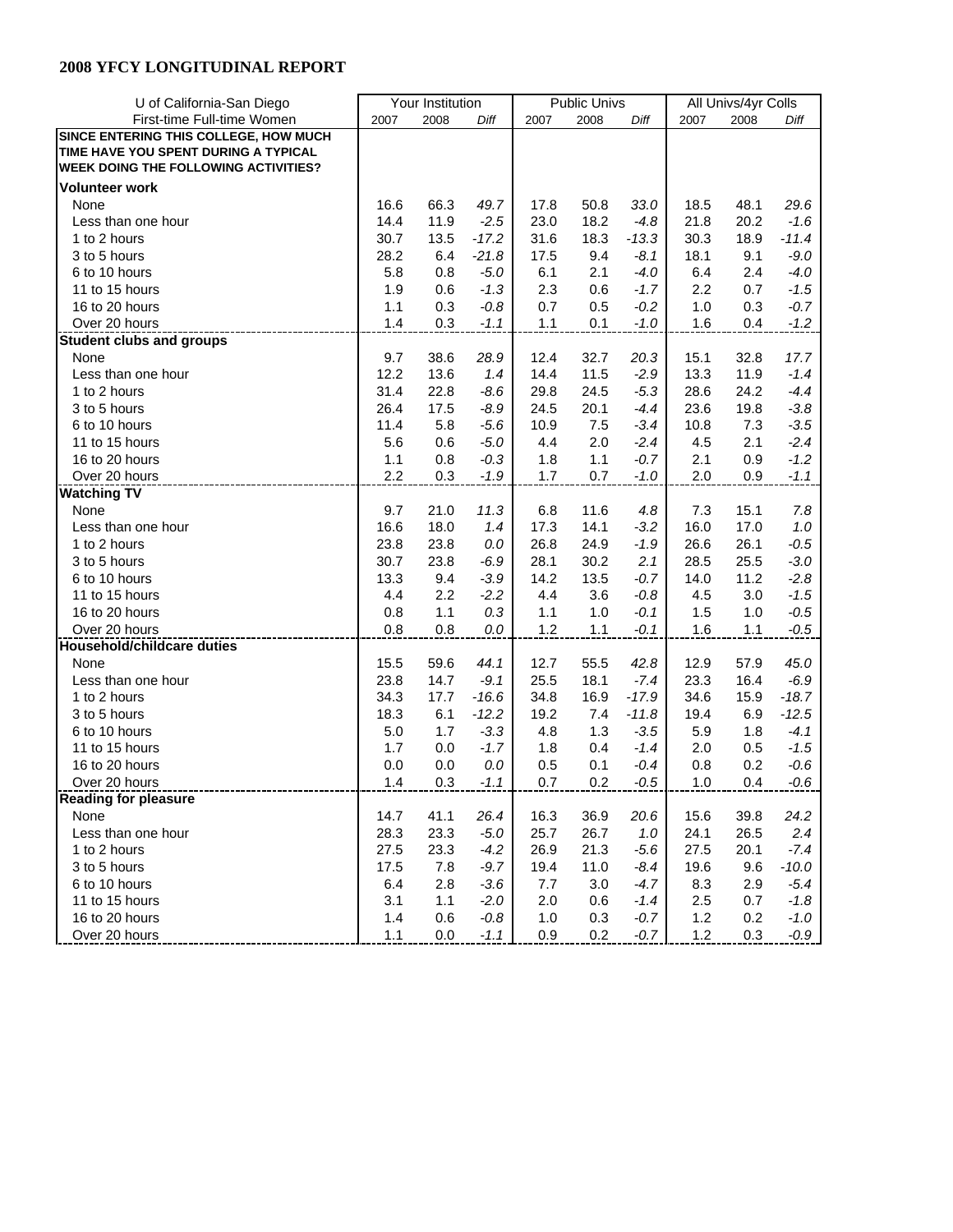## 2008 YFCY LONGITUDINAL REPORT

| U of California-San Diego | Your Institution | | | Public Univs | | | All Univs/4yr Colls | | |
|---|---|---|---|---|---|---|---|---|---|
| First-time Full-time Women | 2007 | 2008 | *Diff* | 2007 | 2008 | *Diff* | 2007 | 2008 | *Diff* |
| **SINCE ENTERING THIS COLLEGE, HOW MUCH TIME HAVE YOU SPENT DURING A TYPICAL WEEK DOING THE FOLLOWING ACTIVITIES?** | | | | | | | | | |
| **Volunteer work** | | | | | | | | | |
| None | 16.6 | 66.3 | *49.7* | 17.8 | 50.8 | *33.0* | 18.5 | 48.1 | *29.6* |
| Less than one hour | 14.4 | 11.9 | *-2.5* | 23.0 | 18.2 | *-4.8* | 21.8 | 20.2 | *-1.6* |
| 1 to 2 hours | 30.7 | 13.5 | *-17.2* | 31.6 | 18.3 | *-13.3* | 30.3 | 18.9 | *-11.4* |
| 3 to 5 hours | 28.2 | 6.4 | *-21.8* | 17.5 | 9.4 | *-8.1* | 18.1 | 9.1 | *-9.0* |
| 6 to 10 hours | 5.8 | 0.8 | *-5.0* | 6.1 | 2.1 | *-4.0* | 6.4 | 2.4 | *-4.0* |
| 11 to 15 hours | 1.9 | 0.6 | *-1.3* | 2.3 | 0.6 | *-1.7* | 2.2 | 0.7 | *-1.5* |
| 16 to 20 hours | 1.1 | 0.3 | *-0.8* | 0.7 | 0.5 | *-0.2* | 1.0 | 0.3 | *-0.7* |
| Over 20 hours | 1.4 | 0.3 | *-1.1* | 1.1 | 0.1 | *-1.0* | 1.6 | 0.4 | *-1.2* |
| **Student clubs and groups** | | | | | | | | | |
| None | 9.7 | 38.6 | *28.9* | 12.4 | 32.7 | *20.3* | 15.1 | 32.8 | *17.7* |
| Less than one hour | 12.2 | 13.6 | *1.4* | 14.4 | 11.5 | *-2.9* | 13.3 | 11.9 | *-1.4* |
| 1 to 2 hours | 31.4 | 22.8 | *-8.6* | 29.8 | 24.5 | *-5.3* | 28.6 | 24.2 | *-4.4* |
| 3 to 5 hours | 26.4 | 17.5 | *-8.9* | 24.5 | 20.1 | *-4.4* | 23.6 | 19.8 | *-3.8* |
| 6 to 10 hours | 11.4 | 5.8 | *-5.6* | 10.9 | 7.5 | *-3.4* | 10.8 | 7.3 | *-3.5* |
| 11 to 15 hours | 5.6 | 0.6 | *-5.0* | 4.4 | 2.0 | *-2.4* | 4.5 | 2.1 | *-2.4* |
| 16 to 20 hours | 1.1 | 0.8 | *-0.3* | 1.8 | 1.1 | *-0.7* | 2.1 | 0.9 | *-1.2* |
| Over 20 hours | 2.2 | 0.3 | *-1.9* | 1.7 | 0.7 | *-1.0* | 2.0 | 0.9 | *-1.1* |
| **Watching TV** | | | | | | | | | |
| None | 9.7 | 21.0 | *11.3* | 6.8 | 11.6 | *4.8* | 7.3 | 15.1 | *7.8* |
| Less than one hour | 16.6 | 18.0 | *1.4* | 17.3 | 14.1 | *-3.2* | 16.0 | 17.0 | *1.0* |
| 1 to 2 hours | 23.8 | 23.8 | *0.0* | 26.8 | 24.9 | *-1.9* | 26.6 | 26.1 | *-0.5* |
| 3 to 5 hours | 30.7 | 23.8 | *-6.9* | 28.1 | 30.2 | *2.1* | 28.5 | 25.5 | *-3.0* |
| 6 to 10 hours | 13.3 | 9.4 | *-3.9* | 14.2 | 13.5 | *-0.7* | 14.0 | 11.2 | *-2.8* |
| 11 to 15 hours | 4.4 | 2.2 | *-2.2* | 4.4 | 3.6 | *-0.8* | 4.5 | 3.0 | *-1.5* |
| 16 to 20 hours | 0.8 | 1.1 | *0.3* | 1.1 | 1.0 | *-0.1* | 1.5 | 1.0 | *-0.5* |
| Over 20 hours | 0.8 | 0.8 | *0.0* | 1.2 | 1.1 | *-0.1* | 1.6 | 1.1 | *-0.5* |
| **Household/childcare duties** | | | | | | | | | |
| None | 15.5 | 59.6 | *44.1* | 12.7 | 55.5 | *42.8* | 12.9 | 57.9 | *45.0* |
| Less than one hour | 23.8 | 14.7 | *-9.1* | 25.5 | 18.1 | *-7.4* | 23.3 | 16.4 | *-6.9* |
| 1 to 2 hours | 34.3 | 17.7 | *-16.6* | 34.8 | 16.9 | *-17.9* | 34.6 | 15.9 | *-18.7* |
| 3 to 5 hours | 18.3 | 6.1 | *-12.2* | 19.2 | 7.4 | *-11.8* | 19.4 | 6.9 | *-12.5* |
| 6 to 10 hours | 5.0 | 1.7 | *-3.3* | 4.8 | 1.3 | *-3.5* | 5.9 | 1.8 | *-4.1* |
| 11 to 15 hours | 1.7 | 0.0 | *-1.7* | 1.8 | 0.4 | *-1.4* | 2.0 | 0.5 | *-1.5* |
| 16 to 20 hours | 0.0 | 0.0 | *0.0* | 0.5 | 0.1 | *-0.4* | 0.8 | 0.2 | *-0.6* |
| Over 20 hours | 1.4 | 0.3 | *-1.1* | 0.7 | 0.2 | *-0.5* | 1.0 | 0.4 | *-0.6* |
| **Reading for pleasure** | | | | | | | | | |
| None | 14.7 | 41.1 | *26.4* | 16.3 | 36.9 | *20.6* | 15.6 | 39.8 | *24.2* |
| Less than one hour | 28.3 | 23.3 | *-5.0* | 25.7 | 26.7 | *1.0* | 24.1 | 26.5 | *2.4* |
| 1 to 2 hours | 27.5 | 23.3 | *-4.2* | 26.9 | 21.3 | *-5.6* | 27.5 | 20.1 | *-7.4* |
| 3 to 5 hours | 17.5 | 7.8 | *-9.7* | 19.4 | 11.0 | *-8.4* | 19.6 | 9.6 | *-10.0* |
| 6 to 10 hours | 6.4 | 2.8 | *-3.6* | 7.7 | 3.0 | *-4.7* | 8.3 | 2.9 | *-5.4* |
| 11 to 15 hours | 3.1 | 1.1 | *-2.0* | 2.0 | 0.6 | *-1.4* | 2.5 | 0.7 | *-1.8* |
| 16 to 20 hours | 1.4 | 0.6 | *-0.8* | 1.0 | 0.3 | *-0.7* | 1.2 | 0.2 | *-1.0* |
| Over 20 hours | 1.1 | 0.0 | *-1.1* | 0.9 | 0.2 | *-0.7* | 1.2 | 0.3 | *-0.9* |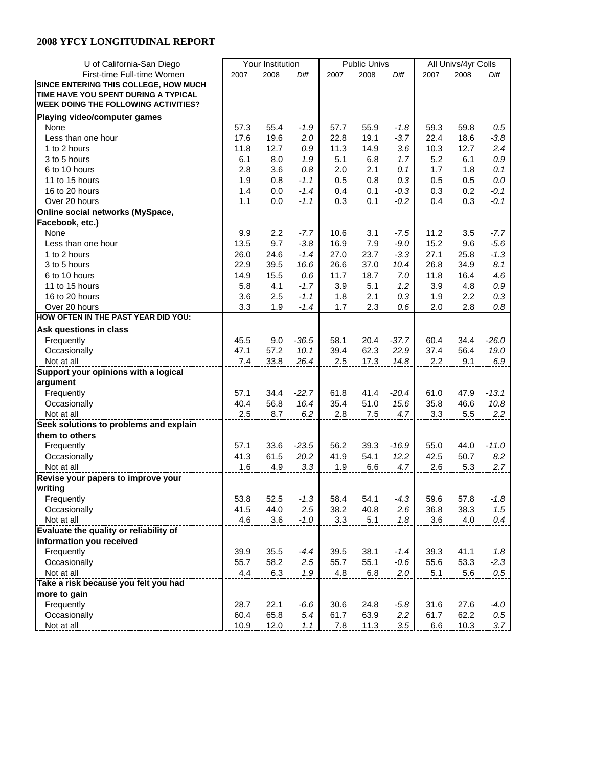## 2008 YFCY LONGITUDINAL REPORT

| U of California-San Diego | Your Institution | | | Public Univs | | | All Univs/4yr Colls | | |
|---|---|---|---|---|---|---|---|---|---|
| First-time Full-time Women | 2007 | 2008 | *Diff* | 2007 | 2008 | *Diff* | 2007 | 2008 | *Diff* |
| **SINCE ENTERING THIS COLLEGE, HOW MUCH TIME HAVE YOU SPENT DURING A TYPICAL WEEK DOING THE FOLLOWING ACTIVITIES?** | | | | | | | | | |
| **Playing video/computer games** | | | | | | | | | |
| None | 57.3 | 55.4 | *-1.9* | 57.7 | 55.9 | *-1.8* | 59.3 | 59.8 | *0.5* |
| Less than one hour | 17.6 | 19.6 | *2.0* | 22.8 | 19.1 | *-3.7* | 22.4 | 18.6 | *-3.8* |
| 1 to 2 hours | 11.8 | 12.7 | *0.9* | 11.3 | 14.9 | *3.6* | 10.3 | 12.7 | *2.4* |
| 3 to 5 hours | 6.1 | 8.0 | *1.9* | 5.1 | 6.8 | *1.7* | 5.2 | 6.1 | *0.9* |
| 6 to 10 hours | 2.8 | 3.6 | *0.8* | 2.0 | 2.1 | *0.1* | 1.7 | 1.8 | *0.1* |
| 11 to 15 hours | 1.9 | 0.8 | *-1.1* | 0.5 | 0.8 | *0.3* | 0.5 | 0.5 | *0.0* |
| 16 to 20 hours | 1.4 | 0.0 | *-1.4* | 0.4 | 0.1 | *-0.3* | 0.3 | 0.2 | *-0.1* |
| Over 20 hours | 1.1 | 0.0 | *-1.1* | 0.3 | 0.1 | *-0.2* | 0.4 | 0.3 | *-0.1* |
| **Online social networks (MySpace, Facebook, etc.)** | | | | | | | | | |
| None | 9.9 | 2.2 | *-7.7* | 10.6 | 3.1 | *-7.5* | 11.2 | 3.5 | *-7.7* |
| Less than one hour | 13.5 | 9.7 | *-3.8* | 16.9 | 7.9 | *-9.0* | 15.2 | 9.6 | *-5.6* |
| 1 to 2 hours | 26.0 | 24.6 | *-1.4* | 27.0 | 23.7 | *-3.3* | 27.1 | 25.8 | *-1.3* |
| 3 to 5 hours | 22.9 | 39.5 | *16.6* | 26.6 | 37.0 | *10.4* | 26.8 | 34.9 | *8.1* |
| 6 to 10 hours | 14.9 | 15.5 | *0.6* | 11.7 | 18.7 | *7.0* | 11.8 | 16.4 | *4.6* |
| 11 to 15 hours | 5.8 | 4.1 | *-1.7* | 3.9 | 5.1 | *1.2* | 3.9 | 4.8 | *0.9* |
| 16 to 20 hours | 3.6 | 2.5 | *-1.1* | 1.8 | 2.1 | *0.3* | 1.9 | 2.2 | *0.3* |
| Over 20 hours | 3.3 | 1.9 | *-1.4* | 1.7 | 2.3 | *0.6* | 2.0 | 2.8 | *0.8* |
| **HOW OFTEN IN THE PAST YEAR DID YOU:** | | | | | | | | | |
| **Ask questions in class** | | | | | | | | | |
| Frequently | 45.5 | 9.0 | *-36.5* | 58.1 | 20.4 | *-37.7* | 60.4 | 34.4 | *-26.0* |
| Occasionally | 47.1 | 57.2 | *10.1* | 39.4 | 62.3 | *22.9* | 37.4 | 56.4 | *19.0* |
| Not at all | 7.4 | 33.8 | *26.4* | 2.5 | 17.3 | *14.8* | 2.2 | 9.1 | *6.9* |
| **Support your opinions with a logical argument** | | | | | | | | | |
| Frequently | 57.1 | 34.4 | *-22.7* | 61.8 | 41.4 | *-20.4* | 61.0 | 47.9 | *-13.1* |
| Occasionally | 40.4 | 56.8 | *16.4* | 35.4 | 51.0 | *15.6* | 35.8 | 46.6 | *10.8* |
| Not at all | 2.5 | 8.7 | *6.2* | 2.8 | 7.5 | *4.7* | 3.3 | 5.5 | *2.2* |
| **Seek solutions to problems and explain them to others** | | | | | | | | | |
| Frequently | 57.1 | 33.6 | *-23.5* | 56.2 | 39.3 | *-16.9* | 55.0 | 44.0 | *-11.0* |
| Occasionally | 41.3 | 61.5 | *20.2* | 41.9 | 54.1 | *12.2* | 42.5 | 50.7 | *8.2* |
| Not at all | 1.6 | 4.9 | *3.3* | 1.9 | 6.6 | *4.7* | 2.6 | 5.3 | *2.7* |
| **Revise your papers to improve your writing** | | | | | | | | | |
| Frequently | 53.8 | 52.5 | *-1.3* | 58.4 | 54.1 | *-4.3* | 59.6 | 57.8 | *-1.8* |
| Occasionally | 41.5 | 44.0 | *2.5* | 38.2 | 40.8 | *2.6* | 36.8 | 38.3 | *1.5* |
| Not at all | 4.6 | 3.6 | *-1.0* | 3.3 | 5.1 | *1.8* | 3.6 | 4.0 | *0.4* |
| **Evaluate the quality or reliability of information you received** | | | | | | | | | |
| Frequently | 39.9 | 35.5 | *-4.4* | 39.5 | 38.1 | *-1.4* | 39.3 | 41.1 | *1.8* |
| Occasionally | 55.7 | 58.2 | *2.5* | 55.7 | 55.1 | *-0.6* | 55.6 | 53.3 | *-2.3* |
| Not at all | 4.4 | 6.3 | *1.9* | 4.8 | 6.8 | *2.0* | 5.1 | 5.6 | *0.5* |
| **Take a risk because you felt you had more to gain** | | | | | | | | | |
| Frequently | 28.7 | 22.1 | *-6.6* | 30.6 | 24.8 | *-5.8* | 31.6 | 27.6 | *-4.0* |
| Occasionally | 60.4 | 65.8 | *5.4* | 61.7 | 63.9 | *2.2* | 61.7 | 62.2 | *0.5* |
| Not at all | 10.9 | 12.0 | *1.1* | 7.8 | 11.3 | *3.5* | 6.6 | 10.3 | *3.7* |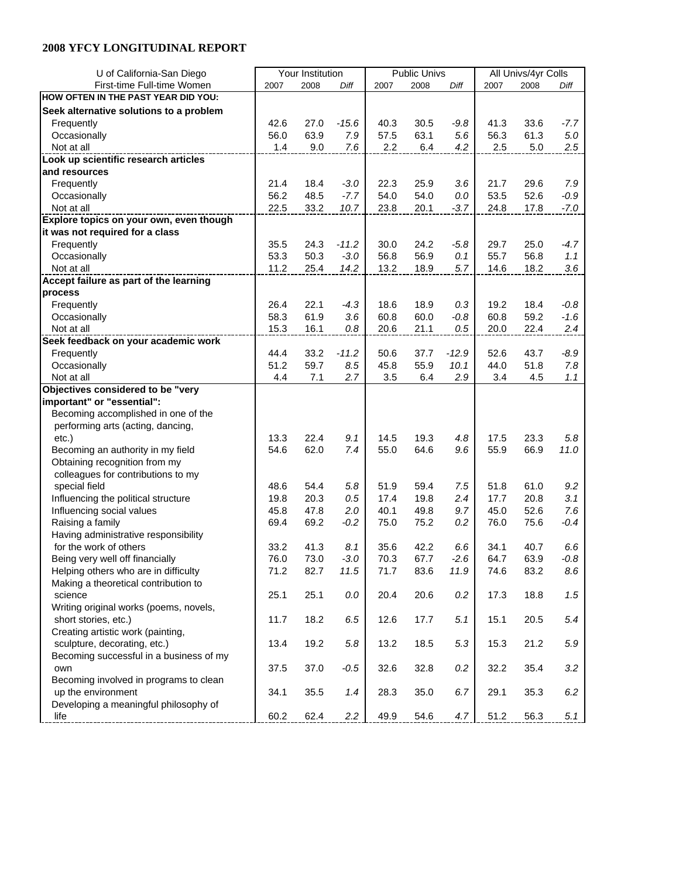## 2008 YFCY LONGITUDINAL REPORT

| U of California-San Diego | Your Institution | | | Public Univs | | | All Univs/4yr Colls | | |
|---|---|---|---|---|---|---|---|---|---|
| First-time Full-time Women | 2007 | 2008 | *Diff* | 2007 | 2008 | *Diff* | 2007 | 2008 | *Diff* |
| **HOW OFTEN IN THE PAST YEAR DID YOU:** | | | | | | | | | |
| **Seek alternative solutions to a problem** | | | | | | | | | |
| Frequently | 42.6 | 27.0 | *-15.6* | 40.3 | 30.5 | *-9.8* | 41.3 | 33.6 | *-7.7* |
| Occasionally | 56.0 | 63.9 | *7.9* | 57.5 | 63.1 | *5.6* | 56.3 | 61.3 | *5.0* |
| Not at all | 1.4 | 9.0 | *7.6* | 2.2 | 6.4 | *4.2* | 2.5 | 5.0 | *2.5* |
| **Look up scientific research articles and resources** | | | | | | | | | |
| Frequently | 21.4 | 18.4 | *-3.0* | 22.3 | 25.9 | *3.6* | 21.7 | 29.6 | *7.9* |
| Occasionally | 56.2 | 48.5 | *-7.7* | 54.0 | 54.0 | *0.0* | 53.5 | 52.6 | *-0.9* |
| Not at all | 22.5 | 33.2 | *10.7* | 23.8 | 20.1 | *-3.7* | 24.8 | 17.8 | *-7.0* |
| **Explore topics on your own, even though it was not required for a class** | | | | | | | | | |
| Frequently | 35.5 | 24.3 | *-11.2* | 30.0 | 24.2 | *-5.8* | 29.7 | 25.0 | *-4.7* |
| Occasionally | 53.3 | 50.3 | *-3.0* | 56.8 | 56.9 | *0.1* | 55.7 | 56.8 | *1.1* |
| Not at all | 11.2 | 25.4 | *14.2* | 13.2 | 18.9 | *5.7* | 14.6 | 18.2 | *3.6* |
| **Accept failure as part of the learning process** | | | | | | | | | |
| Frequently | 26.4 | 22.1 | *-4.3* | 18.6 | 18.9 | *0.3* | 19.2 | 18.4 | *-0.8* |
| Occasionally | 58.3 | 61.9 | *3.6* | 60.8 | 60.0 | *-0.8* | 60.8 | 59.2 | *-1.6* |
| Not at all | 15.3 | 16.1 | *0.8* | 20.6 | 21.1 | *0.5* | 20.0 | 22.4 | *2.4* |
| **Seek feedback on your academic work** | | | | | | | | | |
| Frequently | 44.4 | 33.2 | *-11.2* | 50.6 | 37.7 | *-12.9* | 52.6 | 43.7 | *-8.9* |
| Occasionally | 51.2 | 59.7 | *8.5* | 45.8 | 55.9 | *10.1* | 44.0 | 51.8 | *7.8* |
| Not at all | 4.4 | 7.1 | *2.7* | 3.5 | 6.4 | *2.9* | 3.4 | 4.5 | *1.1* |
| **Objectives considered to be "very important" or "essential":** | | | | | | | | | |
| Becoming accomplished in one of the performing arts (acting, dancing, etc.) | 13.3 | 22.4 | *9.1* | 14.5 | 19.3 | *4.8* | 17.5 | 23.3 | *5.8* |
| Becoming an authority in my field | 54.6 | 62.0 | *7.4* | 55.0 | 64.6 | *9.6* | 55.9 | 66.9 | *11.0* |
| Obtaining recognition from my colleagues for contributions to my special field | 48.6 | 54.4 | *5.8* | 51.9 | 59.4 | *7.5* | 51.8 | 61.0 | *9.2* |
| Influencing the political structure | 19.8 | 20.3 | *0.5* | 17.4 | 19.8 | *2.4* | 17.7 | 20.8 | *3.1* |
| Influencing social values | 45.8 | 47.8 | *2.0* | 40.1 | 49.8 | *9.7* | 45.0 | 52.6 | *7.6* |
| Raising a family | 69.4 | 69.2 | *-0.2* | 75.0 | 75.2 | *0.2* | 76.0 | 75.6 | *-0.4* |
| Having administrative responsibility for the work of others | 33.2 | 41.3 | *8.1* | 35.6 | 42.2 | *6.6* | 34.1 | 40.7 | *6.6* |
| Being very well off financially | 76.0 | 73.0 | *-3.0* | 70.3 | 67.7 | *-2.6* | 64.7 | 63.9 | *-0.8* |
| Helping others who are in difficulty | 71.2 | 82.7 | *11.5* | 71.7 | 83.6 | *11.9* | 74.6 | 83.2 | *8.6* |
| Making a theoretical contribution to science | 25.1 | 25.1 | *0.0* | 20.4 | 20.6 | *0.2* | 17.3 | 18.8 | *1.5* |
| Writing original works (poems, novels, short stories, etc.) | 11.7 | 18.2 | *6.5* | 12.6 | 17.7 | *5.1* | 15.1 | 20.5 | *5.4* |
| Creating artistic work (painting, sculpture, decorating, etc.) | 13.4 | 19.2 | *5.8* | 13.2 | 18.5 | *5.3* | 15.3 | 21.2 | *5.9* |
| Becoming successful in a business of my own | 37.5 | 37.0 | *-0.5* | 32.6 | 32.8 | *0.2* | 32.2 | 35.4 | *3.2* |
| Becoming involved in programs to clean up the environment | 34.1 | 35.5 | *1.4* | 28.3 | 35.0 | *6.7* | 29.1 | 35.3 | *6.2* |
| Developing a meaningful philosophy of life | 60.2 | 62.4 | *2.2* | 49.9 | 54.6 | *4.7* | 51.2 | 56.3 | *5.1* |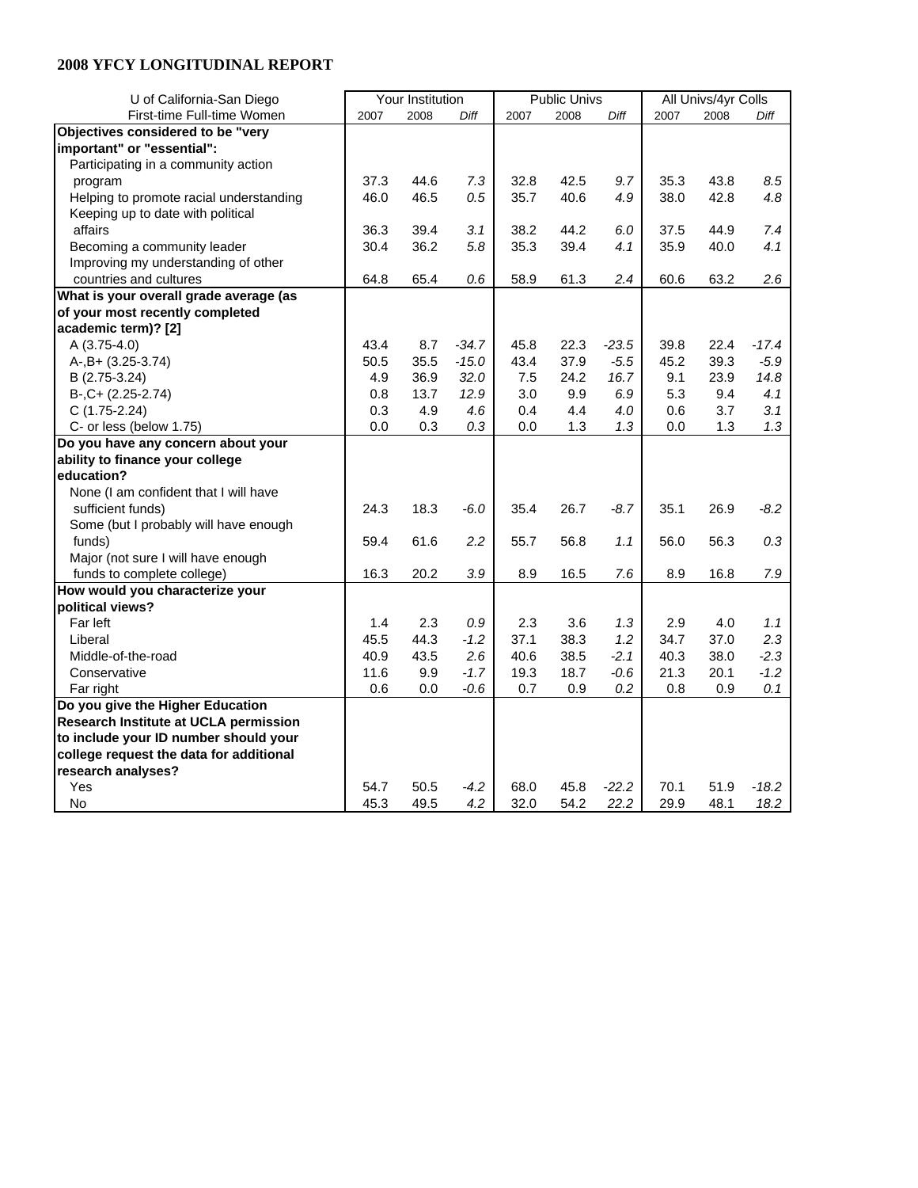**2008 YFCY LONGITUDINAL REPORT**

| U of California-San Diego | Your Institution | | | Public Univs | | | All Univs/4yr Colls | | |
|---|---|---|---|---|---|---|---|---|---|
| First-time Full-time Women | 2007 | 2008 | *Diff* | 2007 | 2008 | *Diff* | 2007 | 2008 | *Diff* |
| **Objectives considered to be "very important" or "essential":** | | | | | | | | | |
| Participating in a community action program | 37.3 | 44.6 | *7.3* | 32.8 | 42.5 | *9.7* | 35.3 | 43.8 | *8.5* |
| Helping to promote racial understanding | 46.0 | 46.5 | *0.5* | 35.7 | 40.6 | *4.9* | 38.0 | 42.8 | *4.8* |
| Keeping up to date with political affairs | 36.3 | 39.4 | *3.1* | 38.2 | 44.2 | *6.0* | 37.5 | 44.9 | *7.4* |
| Becoming a community leader | 30.4 | 36.2 | *5.8* | 35.3 | 39.4 | *4.1* | 35.9 | 40.0 | *4.1* |
| Improving my understanding of other countries and cultures | 64.8 | 65.4 | *0.6* | 58.9 | 61.3 | *2.4* | 60.6 | 63.2 | *2.6* |
| **What is your overall grade average (as of your most recently completed academic term)? [2]** | | | | | | | | | |
| A (3.75-4.0) | 43.4 | 8.7 | *-34.7* | 45.8 | 22.3 | *-23.5* | 39.8 | 22.4 | *-17.4* |
| A-,B+ (3.25-3.74) | 50.5 | 35.5 | *-15.0* | 43.4 | 37.9 | *-5.5* | 45.2 | 39.3 | *-5.9* |
| B (2.75-3.24) | 4.9 | 36.9 | *32.0* | 7.5 | 24.2 | *16.7* | 9.1 | 23.9 | *14.8* |
| B-,C+ (2.25-2.74) | 0.8 | 13.7 | *12.9* | 3.0 | 9.9 | *6.9* | 5.3 | 9.4 | *4.1* |
| C (1.75-2.24) | 0.3 | 4.9 | *4.6* | 0.4 | 4.4 | *4.0* | 0.6 | 3.7 | *3.1* |
| C- or less (below 1.75) | 0.0 | 0.3 | *0.3* | 0.0 | 1.3 | *1.3* | 0.0 | 1.3 | *1.3* |
| **Do you have any concern about your ability to finance your college education?** | | | | | | | | | |
| None (I am confident that I will have sufficient funds) | 24.3 | 18.3 | *-6.0* | 35.4 | 26.7 | *-8.7* | 35.1 | 26.9 | *-8.2* |
| Some (but I probably will have enough funds) | 59.4 | 61.6 | *2.2* | 55.7 | 56.8 | *1.1* | 56.0 | 56.3 | *0.3* |
| Major (not sure I will have enough funds to complete college) | 16.3 | 20.2 | *3.9* | 8.9 | 16.5 | *7.6* | 8.9 | 16.8 | *7.9* |
| **How would you characterize your political views?** | | | | | | | | | |
| Far left | 1.4 | 2.3 | *0.9* | 2.3 | 3.6 | *1.3* | 2.9 | 4.0 | *1.1* |
| Liberal | 45.5 | 44.3 | *-1.2* | 37.1 | 38.3 | *1.2* | 34.7 | 37.0 | *2.3* |
| Middle-of-the-road | 40.9 | 43.5 | *2.6* | 40.6 | 38.5 | *-2.1* | 40.3 | 38.0 | *-2.3* |
| Conservative | 11.6 | 9.9 | *-1.7* | 19.3 | 18.7 | *-0.6* | 21.3 | 20.1 | *-1.2* |
| Far right | 0.6 | 0.0 | *-0.6* | 0.7 | 0.9 | *0.2* | 0.8 | 0.9 | *0.1* |
| **Do you give the Higher Education Research Institute at UCLA permission to include your ID number should your college request the data for additional research analyses?** | | | | | | | | | |
| Yes | 54.7 | 50.5 | *-4.2* | 68.0 | 45.8 | *-22.2* | 70.1 | 51.9 | *-18.2* |
| No | 45.3 | 49.5 | *4.2* | 32.0 | 54.2 | *22.2* | 29.9 | 48.1 | *18.2* |